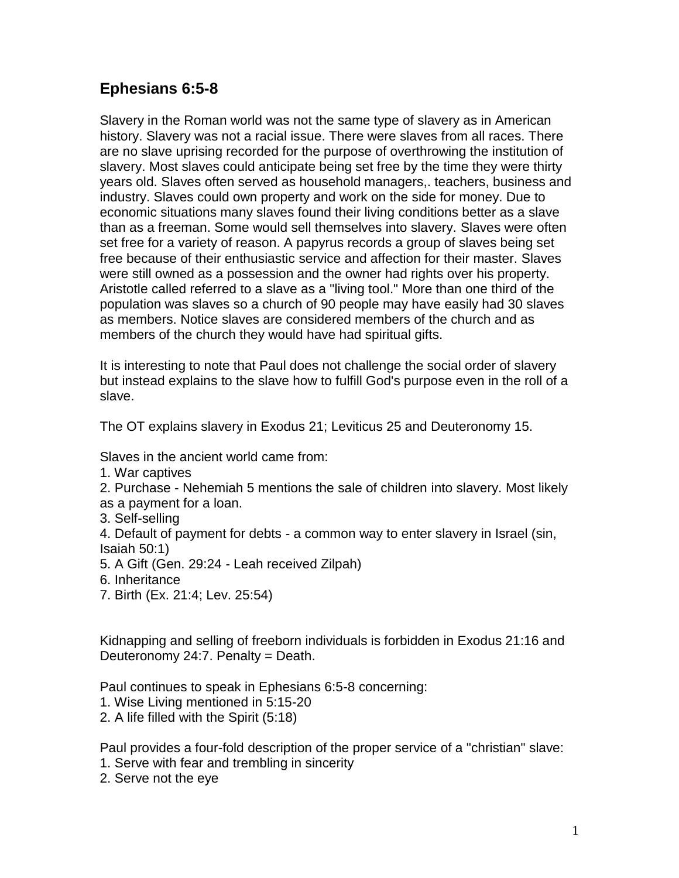## Ephesians 6:5-8

Slavery in the Roman world was not the same type of slavery as in American history. Slavery was not a racial issue. There were slaves from all races. There are no slave uprising recorded for the purpose of overthrowing the institution of slavery. Most slaves could anticipate being set free by the time they were thirty years old. Slaves often served as household managers,. teachers, business and industry. Slaves could own property and work on the side for money. Due to economic situations many slaves found their living conditions better as a slave than as a freeman. Some would sell themselves into slavery. Slaves were often set free for a variety of reason. A papyrus records a group of slaves being set free because of their enthusiastic service and affection for their master. Slaves were still owned as a possession and the owner had rights over his property. Aristotle called referred to a slave as a "living tool." More than one third of the population was slaves so a church of 90 people may have easily had 30 slaves as members. Notice slaves are considered members of the church and as members of the church they would have had spiritual gifts.

It is interesting to note that Paul does not challenge the social order of slavery but instead explains to the slave how to fulfill God's purpose even in the roll of a slave.

The OT explains slavery in Exodus 21; Leviticus 25 and Deuteronomy 15.

Slaves in the ancient world came from:

1. War captives
2. Purchase - Nehemiah 5 mentions the sale of children into slavery. Most likely as a payment for a loan.
3. Self-selling
4. Default of payment for debts - a common way to enter slavery in Israel (sin, Isaiah 50:1)
5. A Gift (Gen. 29:24 - Leah received Zilpah)
6. Inheritance
7. Birth (Ex. 21:4; Lev. 25:54)

Kidnapping and selling of freeborn individuals is forbidden in Exodus 21:16 and Deuteronomy 24:7. Penalty = Death.

Paul continues to speak in Ephesians 6:5-8 concerning:

1. Wise Living mentioned in 5:15-20
2. A life filled with the Spirit (5:18)

Paul provides a four-fold description of the proper service of a "christian" slave:

1. Serve with fear and trembling in sincerity
2. Serve not the eye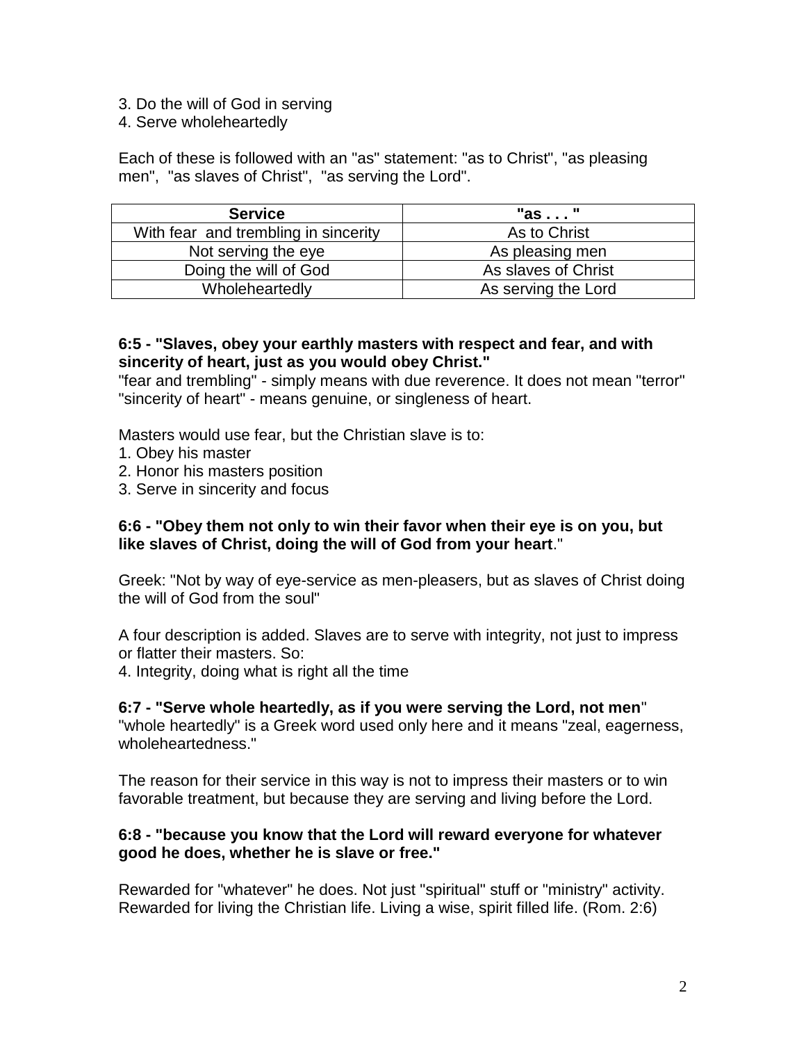3. Do the will of God in serving
4. Serve wholeheartedly

Each of these is followed with an "as" statement: "as to Christ", "as pleasing men", "as slaves of Christ", "as serving the Lord".

| Service | "as . . . " |
|---|---|
| With fear and trembling in sincerity | As to Christ |
| Not serving the eye | As pleasing men |
| Doing the will of God | As slaves of Christ |
| Wholeheartedly | As serving the Lord |

**6:5 - "Slaves, obey your earthly masters with respect and fear, and with sincerity of heart, just as you would obey Christ."**
"fear and trembling" - simply means with due reverence. It does not mean "terror"
"sincerity of heart" - means genuine, or singleness of heart.

Masters would use fear, but the Christian slave is to:
1. Obey his master
2. Honor his masters position
3. Serve in sincerity and focus

**6:6 - "Obey them not only to win their favor when their eye is on you, but like slaves of Christ, doing the will of God from your heart**."

Greek: "Not by way of eye-service as men-pleasers, but as slaves of Christ doing the will of God from the soul"

A four description is added. Slaves are to serve with integrity, not just to impress or flatter their masters. So:
4. Integrity, doing what is right all the time

**6:7 - "Serve whole heartedly, as if you were serving the Lord, not men**"
"whole heartedly" is a Greek word used only here and it means "zeal, eagerness, wholeheartedness."

The reason for their service in this way is not to impress their masters or to win favorable treatment, but because they are serving and living before the Lord.

**6:8 - "because you know that the Lord will reward everyone for whatever good he does, whether he is slave or free."**

Rewarded for "whatever" he does. Not just "spiritual" stuff or "ministry" activity. Rewarded for living the Christian life. Living a wise, spirit filled life. (Rom. 2:6)